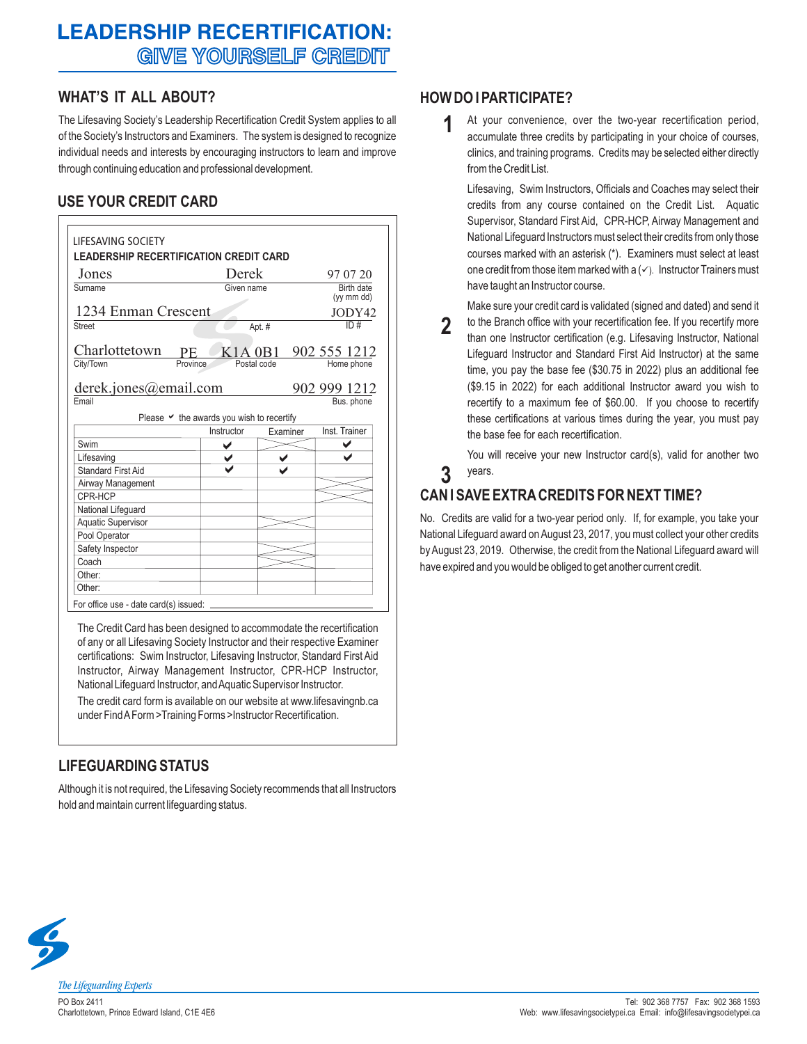# LEADERSHIP RECERTIFICATION: GIVE YOURSELF CREDIT

## WHAT'S IT ALL ABOUT?

The Lifesaving Society's Leadership Recertification Credit System applies to all of the Society's Instructors and Examiners. The system is designed to recognize individual needs and interests by encouraging instructors to learn and improve through continuing education and professional development.

## USE YOUR CREDIT CARD

LIFESAVING SOCIETY
**LEADERSHIP RECERTIFICATION CREDIT CARD**

| Surname | Given name | Birth date (yy mm dd) |
|---|---|---|
| Jones | Derek | 97 07 20 |

| Street | Apt. # | ID # |
|---|---|---|
| 1234 Enman Crescent | | JODY42 |

| City/Town | Province | Postal code | Home phone |
|---|---|---|---|
| Charlottetown | PE | K1A 0B1 | 902 555 1212 |

| Email | Bus. phone |
|---|---|
| derek.jones@email.com | 902 999 1212 |

Please ✔ the awards you wish to recertify

| | Instructor | Examiner | Inst. Trainer |
|---|---|---|---|
| Swim | ✔ | | ✔ |
| Lifesaving | ✔ | ✔ | ✔ |
| Standard First Aid | ✔ | ✔ | |
| Airway Management | | | |
| CPR-HCP | | | |
| National Lifeguard | | | |
| Aquatic Supervisor | | | |
| Pool Operator | | | |
| Safety Inspector | | | |
| Coach | | | |
| Other: | | | |
| Other: | | | |

For office use - date card(s) issued: ______

The Credit Card has been designed to accommodate the recertification of any or all Lifesaving Society Instructor and their respective Examiner certifications: Swim Instructor, Lifesaving Instructor, Standard First Aid Instructor, Airway Management Instructor, CPR-HCP Instructor, National Lifeguard Instructor, and Aquatic Supervisor Instructor.

The credit card form is available on our website at www.lifesavingnb.ca under Find A Form > Training Forms > Instructor Recertification.

## LIFEGUARDING STATUS

Although it is not required, the Lifesaving Society recommends that all Instructors hold and maintain current lifeguarding status.

## HOW DO I PARTICIPATE?

1. At your convenience, over the two-year recertification period, accumulate three credits by participating in your choice of courses, clinics, and training programs. Credits may be selected either directly from the Credit List.

   Lifesaving, Swim Instructors, Officials and Coaches may select their credits from any course contained on the Credit List. Aquatic Supervisor, Standard First Aid, CPR-HCP, Airway Management and National Lifeguard Instructors must select their credits from only those courses marked with an asterisk (*). Examiners must select at least one credit from those item marked with a (✓). Instructor Trainers must have taught an Instructor course.

2. Make sure your credit card is validated (signed and dated) and send it to the Branch office with your recertification fee. If you recertify more than one Instructor certification (e.g. Lifesaving Instructor, National Lifeguard Instructor and Standard First Aid Instructor) at the same time, you pay the base fee ($30.75 in 2022) plus an additional fee ($9.15 in 2022) for each additional Instructor award you wish to recertify to a maximum fee of $60.00. If you choose to recertify these certifications at various times during the year, you must pay the base fee for each recertification.

3. You will receive your new Instructor card(s), valid for another two years.

## CAN I SAVE EXTRA CREDITS FOR NEXT TIME?

No. Credits are valid for a two-year period only. If, for example, you take your National Lifeguard award on August 23, 2017, you must collect your other credits by August 23, 2019. Otherwise, the credit from the National Lifeguard award will have expired and you would be obliged to get another current credit.

*The Lifeguarding Experts*

PO Box 2411
Charlottetown, Prince Edward Island, C1E 4E6

Tel: 902 368 7757 Fax: 902 368 1593
Web: www.lifesavingsocietypei.ca Email: info@lifesavingsocietypei.ca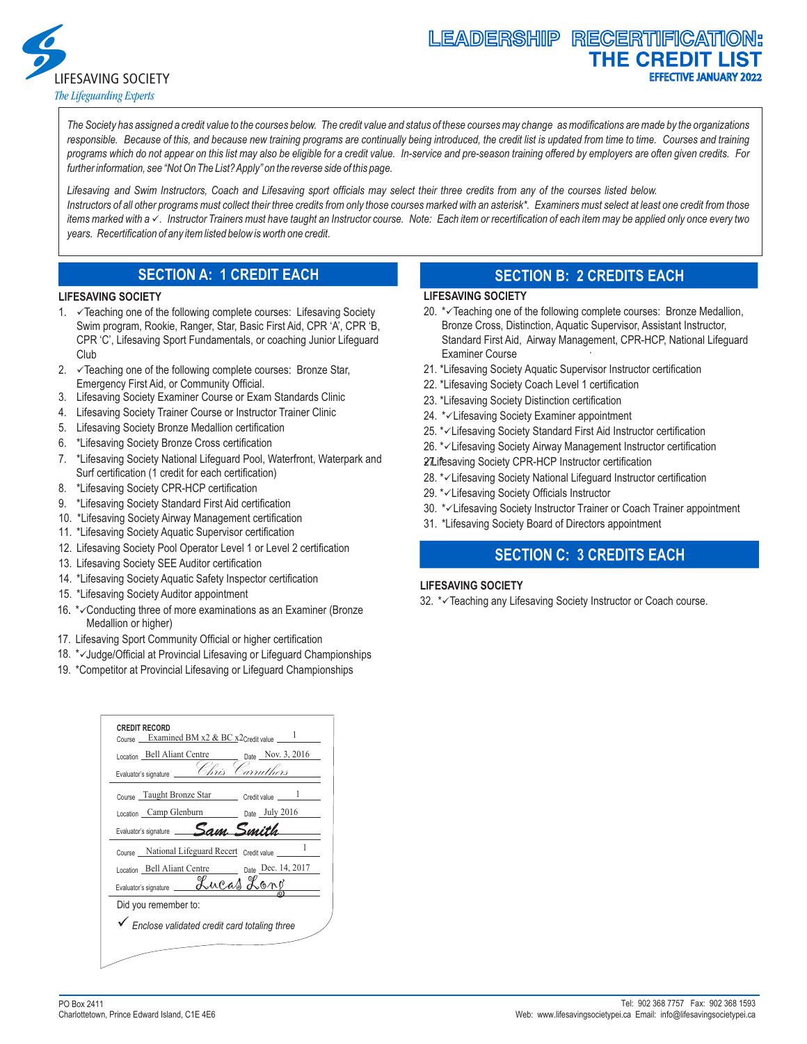LIFESAVING SOCIETY
*The Lifeguarding Experts*

# LEADERSHIP RECERTIFICATION: THE CREDIT LIST

**EFFECTIVE JANUARY 2022**

*The Society has assigned a credit value to the courses below. The credit value and status of these courses may change as modifications are made by the organizations responsible. Because of this, and because new training programs are continually being introduced, the credit list is updated from time to time. Courses and training programs which do not appear on this list may also be eligible for a credit value. In-service and pre-season training offered by employers are often given credits. For further information, see "Not On The List? Apply" on the reverse side of this page.*

*Lifesaving and Swim Instructors, Coach and Lifesaving sport officials may select their three credits from any of the courses listed below. Instructors of all other programs must collect their three credits from only those courses marked with an asterisk*. Examiners must select at least one credit from those items marked with a ✓. Instructor Trainers must have taught an Instructor course. Note: Each item or recertification of each item may be applied only once every two years. Recertification of any item listed below is worth one credit.*

## SECTION A: 1 CREDIT EACH

### LIFESAVING SOCIETY

1. ✓Teaching one of the following complete courses: Lifesaving Society Swim program, Rookie, Ranger, Star, Basic First Aid, CPR 'A', CPR 'B, CPR 'C', Lifesaving Sport Fundamentals, or coaching Junior Lifeguard Club
2. ✓Teaching one of the following complete courses: Bronze Star, Emergency First Aid, or Community Official.
3. Lifesaving Society Examiner Course or Exam Standards Clinic
4. Lifesaving Society Trainer Course or Instructor Trainer Clinic
5. Lifesaving Society Bronze Medallion certification
6. *Lifesaving Society Bronze Cross certification
7. *Lifesaving Society National Lifeguard Pool, Waterfront, Waterpark and Surf certification (1 credit for each certification)
8. *Lifesaving Society CPR-HCP certification
9. *Lifesaving Society Standard First Aid certification
10. *Lifesaving Society Airway Management certification
11. *Lifesaving Society Aquatic Supervisor certification
12. Lifesaving Society Pool Operator Level 1 or Level 2 certification
13. Lifesaving Society SEE Auditor certification
14. *Lifesaving Society Aquatic Safety Inspector certification
15. *Lifesaving Society Auditor appointment
16. *✓Conducting three of more examinations as an Examiner (Bronze Medallion or higher)
17. Lifesaving Sport Community Official or higher certification
18. *✓Judge/Official at Provincial Lifesaving or Lifeguard Championships
19. *Competitor at Provincial Lifesaving or Lifeguard Championships

## SECTION B: 2 CREDITS EACH

### LIFESAVING SOCIETY

20. *✓Teaching one of the following complete courses: Bronze Medallion, Bronze Cross, Distinction, Aquatic Supervisor, Assistant Instructor, Standard First Aid, Airway Management, CPR-HCP, National Lifeguard Examiner Course
21. *Lifesaving Society Aquatic Supervisor Instructor certification
22. *Lifesaving Society Coach Level 1 certification
23. *Lifesaving Society Distinction certification
24. *✓Lifesaving Society Examiner appointment
25. *✓Lifesaving Society Standard First Aid Instructor certification
26. *✓Lifesaving Society Airway Management Instructor certification
27. Lifesaving Society CPR-HCP Instructor certification
28. *✓Lifesaving Society National Lifeguard Instructor certification
29. *✓Lifesaving Society Officials Instructor
30. *✓Lifesaving Society Instructor Trainer or Coach Trainer appointment
31. *Lifesaving Society Board of Directors appointment

## SECTION C: 3 CREDITS EACH

### LIFESAVING SOCIETY

32. *✓Teaching any Lifesaving Society Instructor or Coach course.

**CREDIT RECORD**

Course: Examined BM x2 & BC x2 — Credit value: 1
Location: Bell Aliant Centre — Date: Nov. 3, 2016
Evaluator's signature: Chris Carruthers

Course: Taught Bronze Star — Credit value: 1
Location: Camp Glenburn — Date: July 2016
Evaluator's signature: Sam Smith

Course: National Lifeguard Recert — Credit value: 1
Location: Bell Aliant Centre — Date: Dec. 14, 2017
Evaluator's signature: Lucas Long

Did you remember to:

✓ *Enclose validated credit card totaling three*

PO Box 2411
Charlottetown, Prince Edward Island, C1E 4E6

Tel: 902 368 7757 Fax: 902 368 1593
Web: www.lifesavingsocietypei.ca Email: info@lifesavingsocietypei.ca